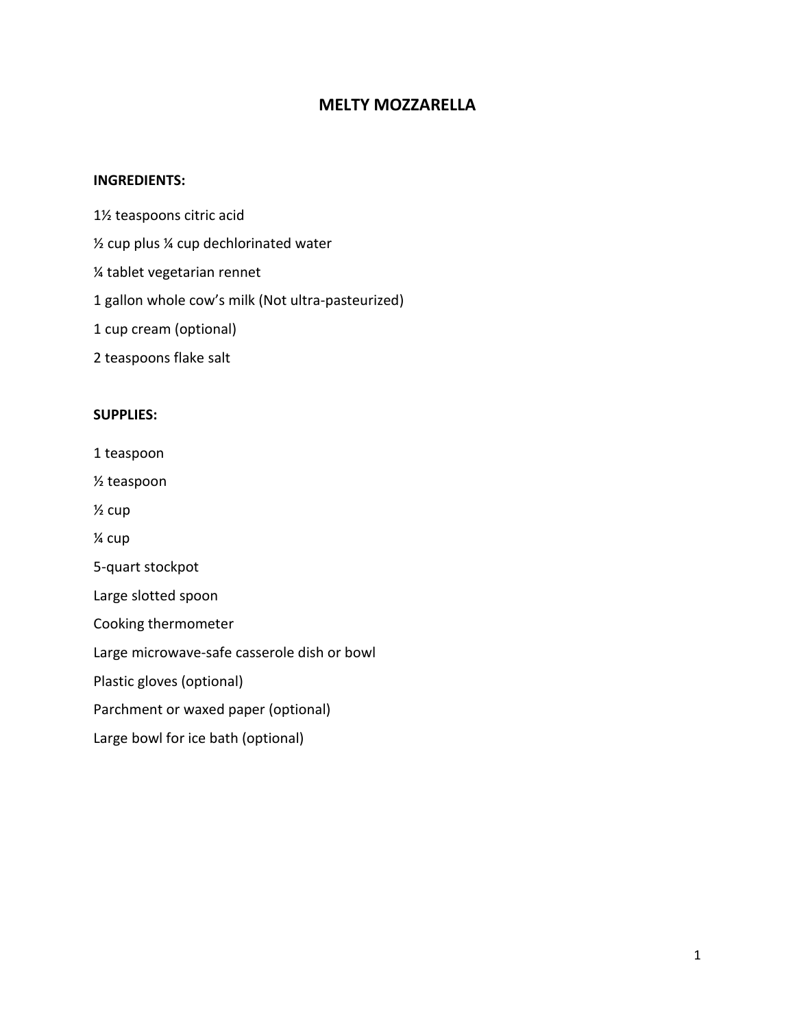# MELTY MOZZARELLA

**INGREDIENTS:**

1½ teaspoons citric acid

½ cup plus ¼ cup dechlorinated water

¼ tablet vegetarian rennet

1 gallon whole cow's milk (Not ultra-pasteurized)

1 cup cream (optional)

2 teaspoons flake salt

**SUPPLIES:**

1 teaspoon

½ teaspoon

½ cup

¼ cup

5-quart stockpot

Large slotted spoon

Cooking thermometer

Large microwave-safe casserole dish or bowl

Plastic gloves (optional)

Parchment or waxed paper (optional)

Large bowl for ice bath (optional)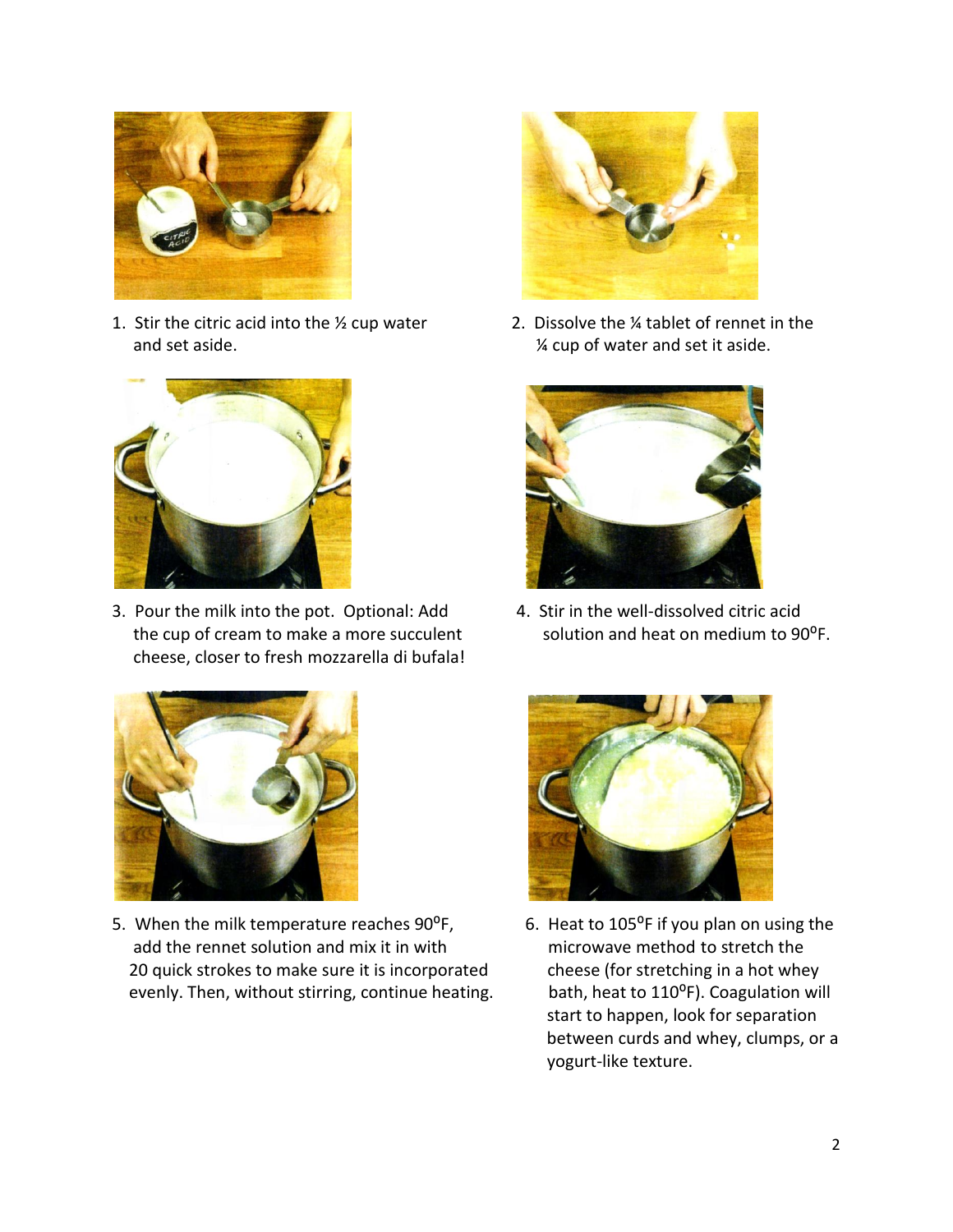1. Stir the citric acid into the ½ cup water and set aside.

2. Dissolve the ¼ tablet of rennet in the ¼ cup of water and set it aside.

3. Pour the milk into the pot. Optional: Add the cup of cream to make a more succulent cheese, closer to fresh mozzarella di bufala!

4. Stir in the well-dissolved citric acid solution and heat on medium to 90$^{o}$F.

5. When the milk temperature reaches 90$^{o}$F, add the rennet solution and mix it in with 20 quick strokes to make sure it is incorporated evenly. Then, without stirring, continue heating.

6. Heat to 105$^{o}$F if you plan on using the microwave method to stretch the cheese (for stretching in a hot whey bath, heat to 110$^{o}$F). Coagulation will start to happen, look for separation between curds and whey, clumps, or a yogurt-like texture.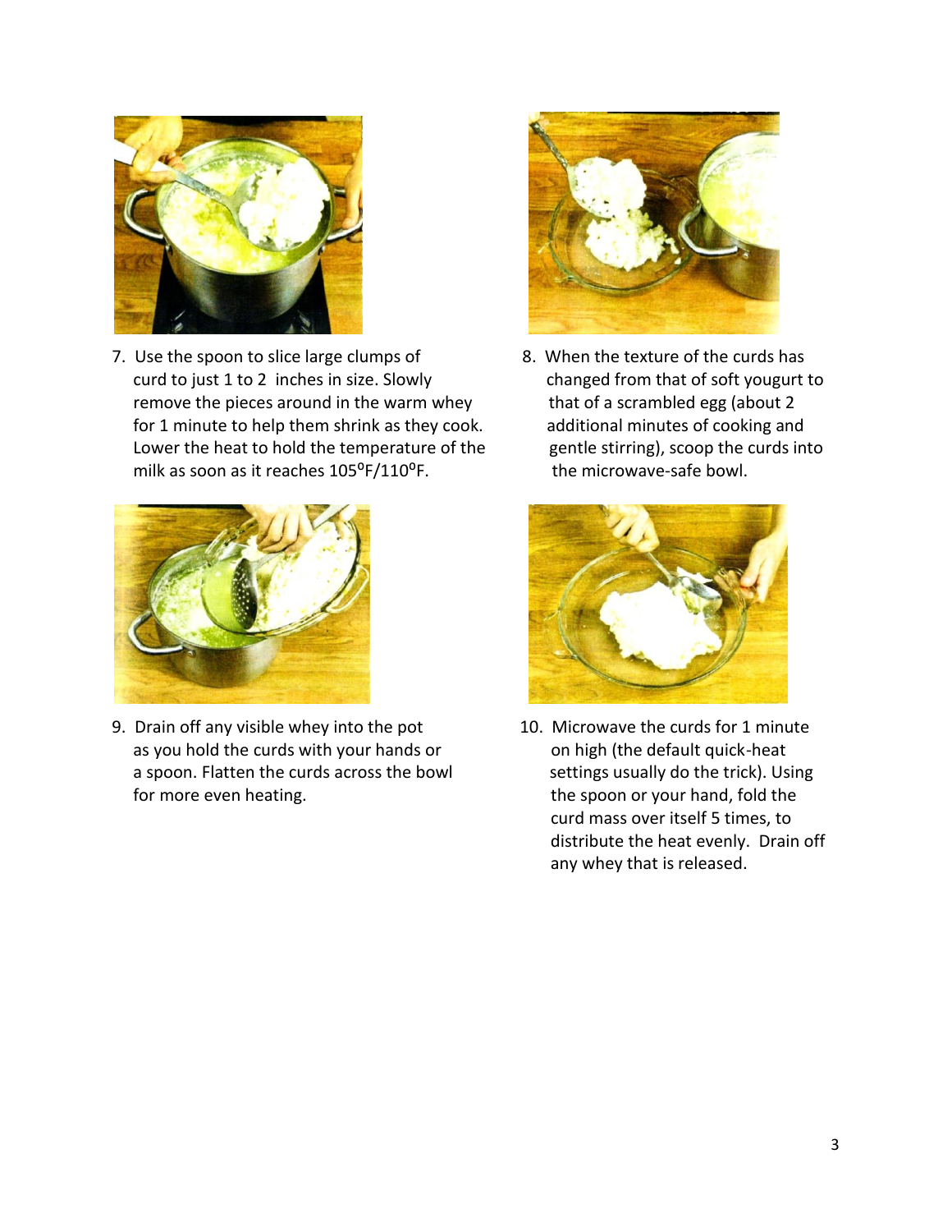7. Use the spoon to slice large clumps of curd to just 1 to 2 inches in size. Slowly remove the pieces around in the warm whey for 1 minute to help them shrink as they cook. Lower the heat to hold the temperature of the milk as soon as it reaches 105⁰F/110⁰F.

8. When the texture of the curds has changed from that of soft yougurt to that of a scrambled egg (about 2 additional minutes of cooking and gentle stirring), scoop the curds into the microwave-safe bowl.

9. Drain off any visible whey into the pot as you hold the curds with your hands or a spoon. Flatten the curds across the bowl for more even heating.

10. Microwave the curds for 1 minute on high (the default quick-heat settings usually do the trick). Using the spoon or your hand, fold the curd mass over itself 5 times, to distribute the heat evenly. Drain off any whey that is released.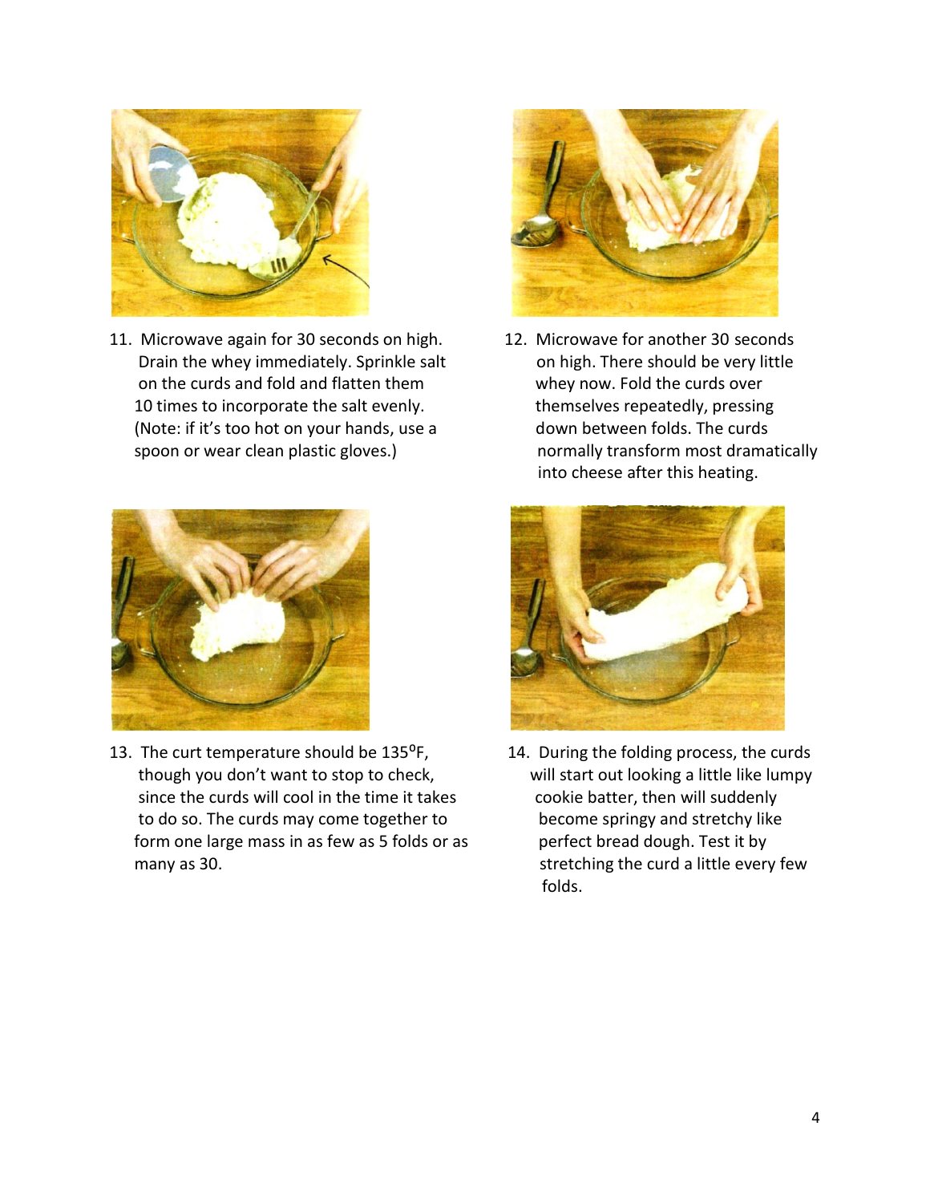11. Microwave again for 30 seconds on high. Drain the whey immediately. Sprinkle salt on the curds and fold and flatten them 10 times to incorporate the salt evenly. (Note: if it's too hot on your hands, use a spoon or wear clean plastic gloves.)

12. Microwave for another 30 seconds on high. There should be very little whey now. Fold the curds over themselves repeatedly, pressing down between folds. The curds normally transform most dramatically into cheese after this heating.

13. The curt temperature should be 135⁰F, though you don't want to stop to check, since the curds will cool in the time it takes to do so. The curds may come together to form one large mass in as few as 5 folds or as many as 30.

14. During the folding process, the curds will start out looking a little like lumpy cookie batter, then will suddenly become springy and stretchy like perfect bread dough. Test it by stretching the curd a little every few folds.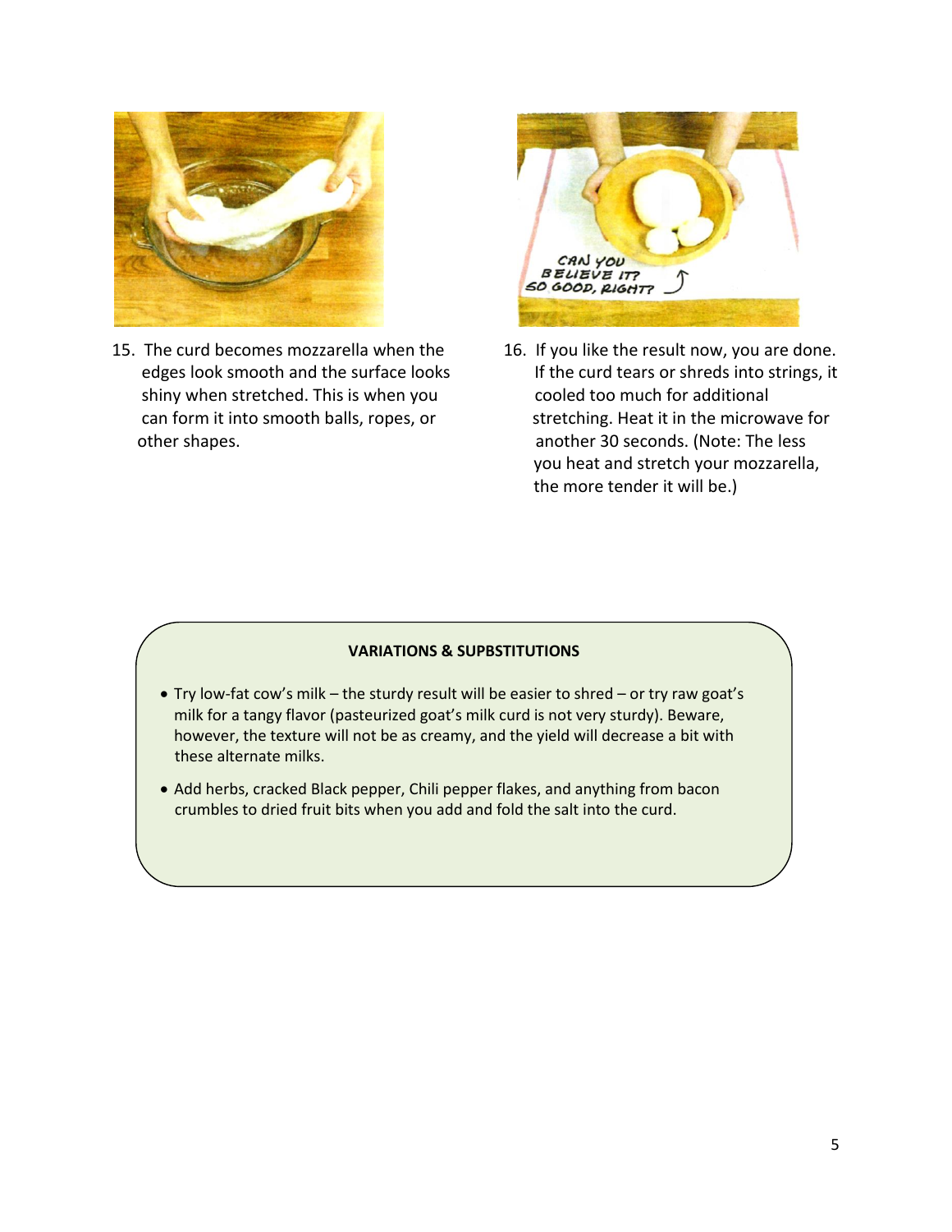15. The curd becomes mozzarella when the edges look smooth and the surface looks shiny when stretched. This is when you can form it into smooth balls, ropes, or other shapes.

16. If you like the result now, you are done. If the curd tears or shreds into strings, it cooled too much for additional stretching. Heat it in the microwave for another 30 seconds. (Note: The less you heat and stretch your mozzarella, the more tender it will be.)

**VARIATIONS & SUPBSTITUTIONS**

- Try low-fat cow's milk – the sturdy result will be easier to shred – or try raw goat's milk for a tangy flavor (pasteurized goat's milk curd is not very sturdy). Beware, however, the texture will not be as creamy, and the yield will decrease a bit with these alternate milks.
- Add herbs, cracked Black pepper, Chili pepper flakes, and anything from bacon crumbles to dried fruit bits when you add and fold the salt into the curd.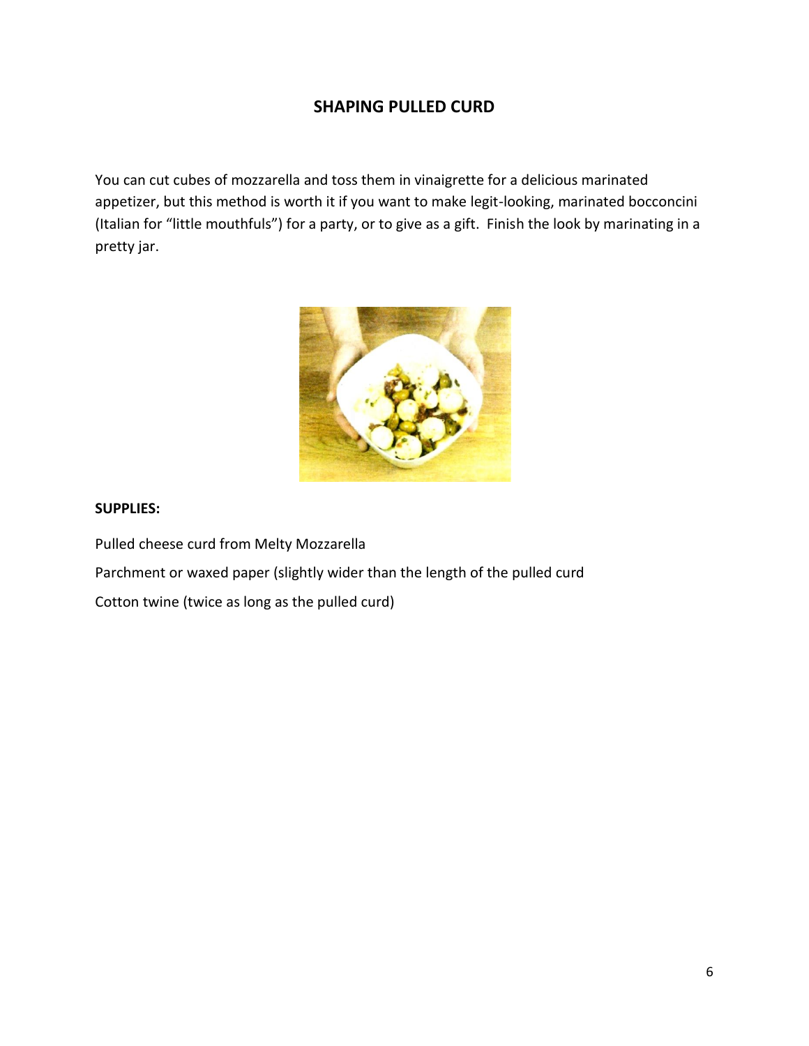## SHAPING PULLED CURD

You can cut cubes of mozzarella and toss them in vinaigrette for a delicious marinated appetizer, but this method is worth it if you want to make legit-looking, marinated bocconcini (Italian for "little mouthfuls") for a party, or to give as a gift. Finish the look by marinating in a pretty jar.

**SUPPLIES:**

Pulled cheese curd from Melty Mozzarella

Parchment or waxed paper (slightly wider than the length of the pulled curd

Cotton twine (twice as long as the pulled curd)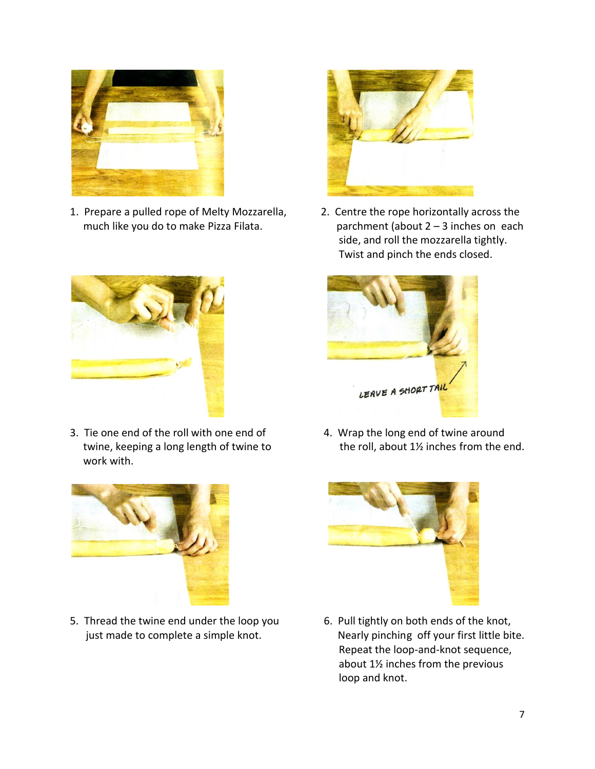1. Prepare a pulled rope of Melty Mozzarella, much like you do to make Pizza Filata.

2. Centre the rope horizontally across the parchment (about 2 – 3 inches on each side, and roll the mozzarella tightly. Twist and pinch the ends closed.

3. Tie one end of the roll with one end of twine, keeping a long length of twine to work with.

4. Wrap the long end of twine around the roll, about 1½ inches from the end.

5. Thread the twine end under the loop you just made to complete a simple knot.

6. Pull tightly on both ends of the knot, Nearly pinching off your first little bite. Repeat the loop-and-knot sequence, about 1½ inches from the previous loop and knot.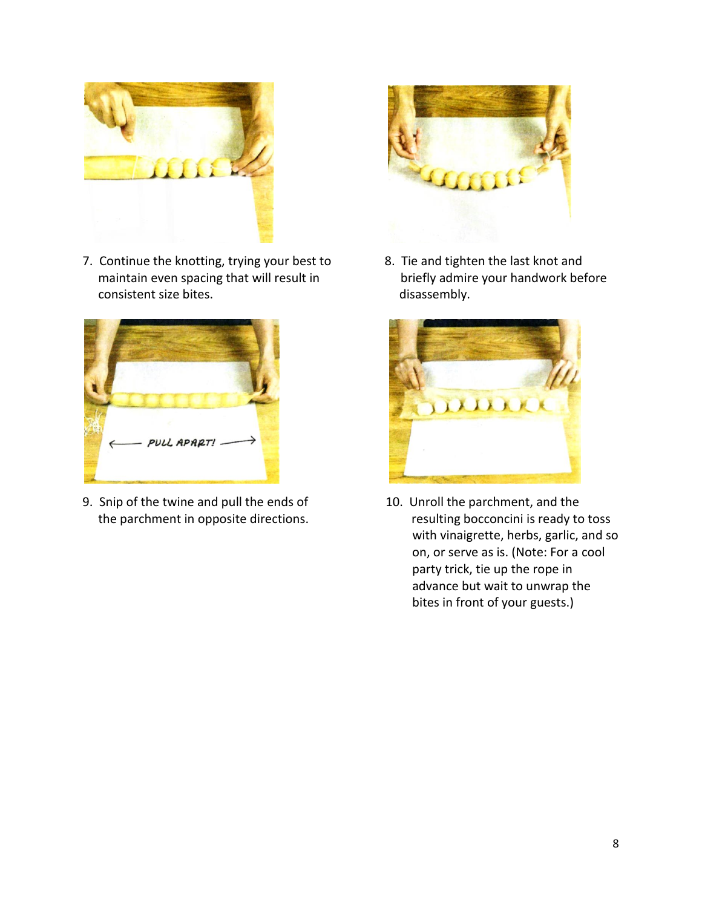7. Continue the knotting, trying your best to maintain even spacing that will result in consistent size bites.

8. Tie and tighten the last knot and briefly admire your handwork before disassembly.

9. Snip of the twine and pull the ends of the parchment in opposite directions.

10. Unroll the parchment, and the resulting bocconcini is ready to toss with vinaigrette, herbs, garlic, and so on, or serve as is. (Note: For a cool party trick, tie up the rope in advance but wait to unwrap the bites in front of your guests.)